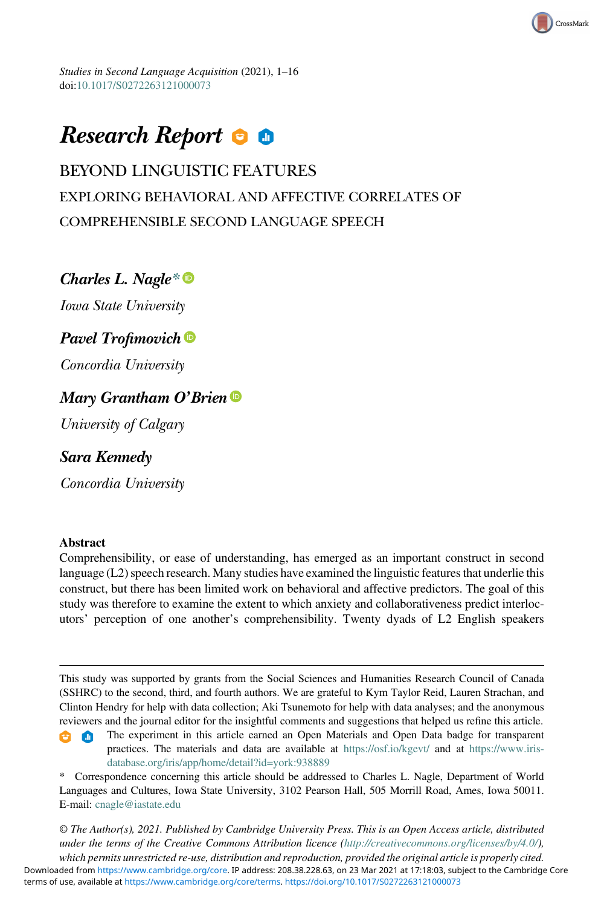*Studies in Second Language Acquisition* (2021), 1–16
doi:10.1017/S0272263121000073

# *Research Report*

## BEYOND LINGUISTIC FEATURES

### EXPLORING BEHAVIORAL AND AFFECTIVE CORRELATES OF COMPREHENSIBLE SECOND LANGUAGE SPEECH

***Charles L. Nagle****

*Iowa State University*

***Pavel Trofimovich***

*Concordia University*

***Mary Grantham O'Brien***

*University of Calgary*

***Sara Kennedy***

*Concordia University*

**Abstract**

Comprehensibility, or ease of understanding, has emerged as an important construct in second language (L2) speech research. Many studies have examined the linguistic features that underlie this construct, but there has been limited work on behavioral and affective predictors. The goal of this study was therefore to examine the extent to which anxiety and collaborativeness predict interlocutors' perception of one another's comprehensibility. Twenty dyads of L2 English speakers

---

This study was supported by grants from the Social Sciences and Humanities Research Council of Canada (SSHRC) to the second, third, and fourth authors. We are grateful to Kym Taylor Reid, Lauren Strachan, and Clinton Hendry for help with data collection; Aki Tsunemoto for help with data analyses; and the anonymous reviewers and the journal editor for the insightful comments and suggestions that helped us refine this article.

The experiment in this article earned an Open Materials and Open Data badge for transparent practices. The materials and data are available at https://osf.io/kgevt/ and at https://www.iris-database.org/iris/app/home/detail?id=york:938889

* Correspondence concerning this article should be addressed to Charles L. Nagle, Department of World Languages and Cultures, Iowa State University, 3102 Pearson Hall, 505 Morrill Road, Ames, Iowa 50011. E-mail: cnagle@iastate.edu

*© The Author(s), 2021. Published by Cambridge University Press. This is an Open Access article, distributed under the terms of the Creative Commons Attribution licence (http://creativecommons.org/licenses/by/4.0/), which permits unrestricted re-use, distribution and reproduction, provided the original article is properly cited.*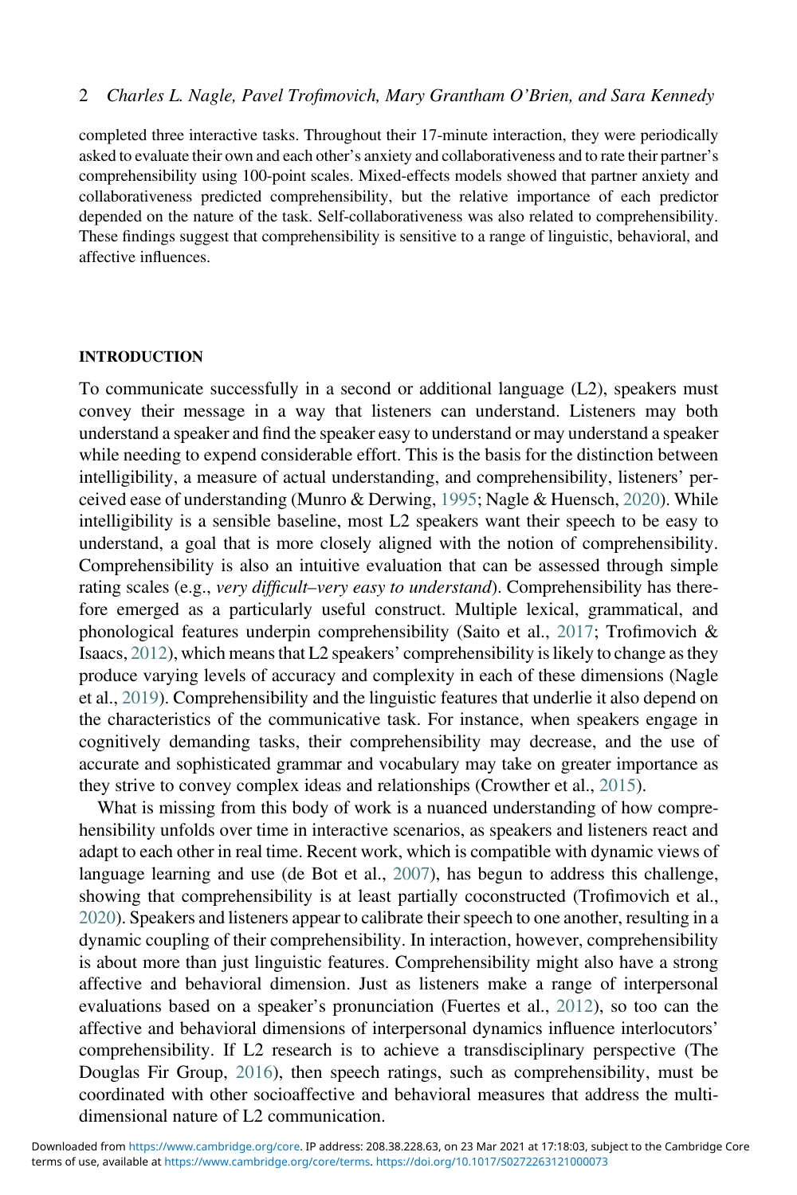completed three interactive tasks. Throughout their 17-minute interaction, they were periodically asked to evaluate their own and each other's anxiety and collaborativeness and to rate their partner's comprehensibility using 100-point scales. Mixed-effects models showed that partner anxiety and collaborativeness predicted comprehensibility, but the relative importance of each predictor depended on the nature of the task. Self-collaborativeness was also related to comprehensibility. These findings suggest that comprehensibility is sensitive to a range of linguistic, behavioral, and affective influences.

## INTRODUCTION

To communicate successfully in a second or additional language (L2), speakers must convey their message in a way that listeners can understand. Listeners may both understand a speaker and find the speaker easy to understand or may understand a speaker while needing to expend considerable effort. This is the basis for the distinction between intelligibility, a measure of actual understanding, and comprehensibility, listeners' perceived ease of understanding (Munro & Derwing, 1995; Nagle & Huensch, 2020). While intelligibility is a sensible baseline, most L2 speakers want their speech to be easy to understand, a goal that is more closely aligned with the notion of comprehensibility. Comprehensibility is also an intuitive evaluation that can be assessed through simple rating scales (e.g., *very difficult–very easy to understand*). Comprehensibility has therefore emerged as a particularly useful construct. Multiple lexical, grammatical, and phonological features underpin comprehensibility (Saito et al., 2017; Trofimovich & Isaacs, 2012), which means that L2 speakers' comprehensibility is likely to change as they produce varying levels of accuracy and complexity in each of these dimensions (Nagle et al., 2019). Comprehensibility and the linguistic features that underlie it also depend on the characteristics of the communicative task. For instance, when speakers engage in cognitively demanding tasks, their comprehensibility may decrease, and the use of accurate and sophisticated grammar and vocabulary may take on greater importance as they strive to convey complex ideas and relationships (Crowther et al., 2015).

What is missing from this body of work is a nuanced understanding of how comprehensibility unfolds over time in interactive scenarios, as speakers and listeners react and adapt to each other in real time. Recent work, which is compatible with dynamic views of language learning and use (de Bot et al., 2007), has begun to address this challenge, showing that comprehensibility is at least partially coconstructed (Trofimovich et al., 2020). Speakers and listeners appear to calibrate their speech to one another, resulting in a dynamic coupling of their comprehensibility. In interaction, however, comprehensibility is about more than just linguistic features. Comprehensibility might also have a strong affective and behavioral dimension. Just as listeners make a range of interpersonal evaluations based on a speaker's pronunciation (Fuertes et al., 2012), so too can the affective and behavioral dimensions of interpersonal dynamics influence interlocutors' comprehensibility. If L2 research is to achieve a transdisciplinary perspective (The Douglas Fir Group, 2016), then speech ratings, such as comprehensibility, must be coordinated with other socioaffective and behavioral measures that address the multidimensional nature of L2 communication.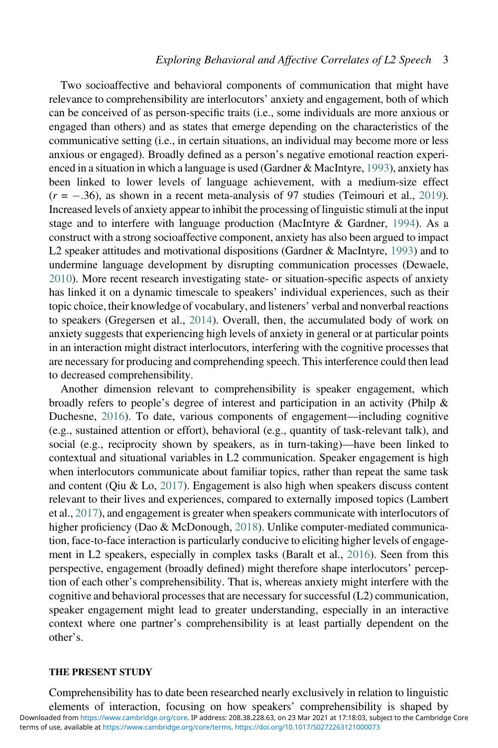Two socioaffective and behavioral components of communication that might have relevance to comprehensibility are interlocutors' anxiety and engagement, both of which can be conceived of as person-specific traits (i.e., some individuals are more anxious or engaged than others) and as states that emerge depending on the characteristics of the communicative setting (i.e., in certain situations, an individual may become more or less anxious or engaged). Broadly defined as a person's negative emotional reaction experienced in a situation in which a language is used (Gardner & MacIntyre, 1993), anxiety has been linked to lower levels of language achievement, with a medium-size effect ($r = -.36$), as shown in a recent meta-analysis of 97 studies (Teimouri et al., 2019). Increased levels of anxiety appear to inhibit the processing of linguistic stimuli at the input stage and to interfere with language production (MacIntyre & Gardner, 1994). As a construct with a strong socioaffective component, anxiety has also been argued to impact L2 speaker attitudes and motivational dispositions (Gardner & MacIntyre, 1993) and to undermine language development by disrupting communication processes (Dewaele, 2010). More recent research investigating state- or situation-specific aspects of anxiety has linked it on a dynamic timescale to speakers' individual experiences, such as their topic choice, their knowledge of vocabulary, and listeners' verbal and nonverbal reactions to speakers (Gregersen et al., 2014). Overall, then, the accumulated body of work on anxiety suggests that experiencing high levels of anxiety in general or at particular points in an interaction might distract interlocutors, interfering with the cognitive processes that are necessary for producing and comprehending speech. This interference could then lead to decreased comprehensibility.

Another dimension relevant to comprehensibility is speaker engagement, which broadly refers to people's degree of interest and participation in an activity (Philp & Duchesne, 2016). To date, various components of engagement—including cognitive (e.g., sustained attention or effort), behavioral (e.g., quantity of task-relevant talk), and social (e.g., reciprocity shown by speakers, as in turn-taking)—have been linked to contextual and situational variables in L2 communication. Speaker engagement is high when interlocutors communicate about familiar topics, rather than repeat the same task and content (Qiu & Lo, 2017). Engagement is also high when speakers discuss content relevant to their lives and experiences, compared to externally imposed topics (Lambert et al., 2017), and engagement is greater when speakers communicate with interlocutors of higher proficiency (Dao & McDonough, 2018). Unlike computer-mediated communication, face-to-face interaction is particularly conducive to eliciting higher levels of engagement in L2 speakers, especially in complex tasks (Baralt et al., 2016). Seen from this perspective, engagement (broadly defined) might therefore shape interlocutors' perception of each other's comprehensibility. That is, whereas anxiety might interfere with the cognitive and behavioral processes that are necessary for successful (L2) communication, speaker engagement might lead to greater understanding, especially in an interactive context where one partner's comprehensibility is at least partially dependent on the other's.

## THE PRESENT STUDY

Comprehensibility has to date been researched nearly exclusively in relation to linguistic elements of interaction, focusing on how speakers' comprehensibility is shaped by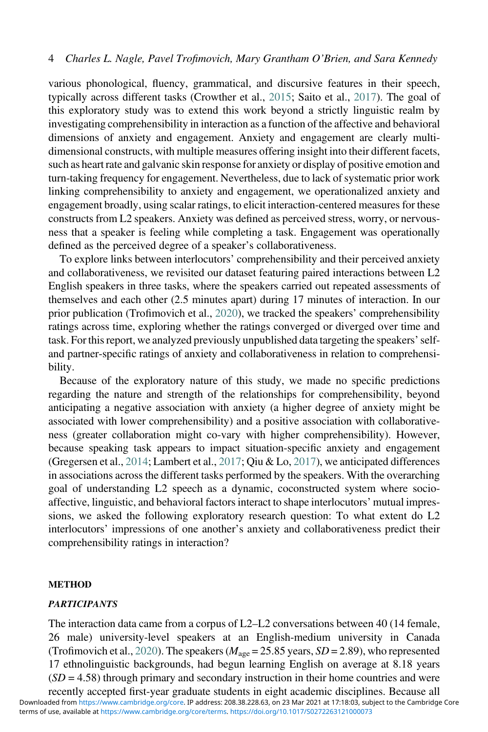various phonological, fluency, grammatical, and discursive features in their speech, typically across different tasks (Crowther et al., 2015; Saito et al., 2017). The goal of this exploratory study was to extend this work beyond a strictly linguistic realm by investigating comprehensibility in interaction as a function of the affective and behavioral dimensions of anxiety and engagement. Anxiety and engagement are clearly multidimensional constructs, with multiple measures offering insight into their different facets, such as heart rate and galvanic skin response for anxiety or display of positive emotion and turn-taking frequency for engagement. Nevertheless, due to lack of systematic prior work linking comprehensibility to anxiety and engagement, we operationalized anxiety and engagement broadly, using scalar ratings, to elicit interaction-centered measures for these constructs from L2 speakers. Anxiety was defined as perceived stress, worry, or nervousness that a speaker is feeling while completing a task. Engagement was operationally defined as the perceived degree of a speaker's collaborativeness.

To explore links between interlocutors' comprehensibility and their perceived anxiety and collaborativeness, we revisited our dataset featuring paired interactions between L2 English speakers in three tasks, where the speakers carried out repeated assessments of themselves and each other (2.5 minutes apart) during 17 minutes of interaction. In our prior publication (Trofimovich et al., 2020), we tracked the speakers' comprehensibility ratings across time, exploring whether the ratings converged or diverged over time and task. For this report, we analyzed previously unpublished data targeting the speakers' self- and partner-specific ratings of anxiety and collaborativeness in relation to comprehensibility.

Because of the exploratory nature of this study, we made no specific predictions regarding the nature and strength of the relationships for comprehensibility, beyond anticipating a negative association with anxiety (a higher degree of anxiety might be associated with lower comprehensibility) and a positive association with collaborativeness (greater collaboration might co-vary with higher comprehensibility). However, because speaking task appears to impact situation-specific anxiety and engagement (Gregersen et al., 2014; Lambert et al., 2017; Qiu & Lo, 2017), we anticipated differences in associations across the different tasks performed by the speakers. With the overarching goal of understanding L2 speech as a dynamic, coconstructed system where socio-affective, linguistic, and behavioral factors interact to shape interlocutors' mutual impressions, we asked the following exploratory research question: To what extent do L2 interlocutors' impressions of one another's anxiety and collaborativeness predict their comprehensibility ratings in interaction?

## METHOD

### *PARTICIPANTS*

The interaction data came from a corpus of L2–L2 conversations between 40 (14 female, 26 male) university-level speakers at an English-medium university in Canada (Trofimovich et al., 2020). The speakers ($M_{\text{age}} = 25.85$ years, $SD = 2.89$), who represented 17 ethnolinguistic backgrounds, had begun learning English on average at 8.18 years ($SD = 4.58$) through primary and secondary instruction in their home countries and were recently accepted first-year graduate students in eight academic disciplines. Because all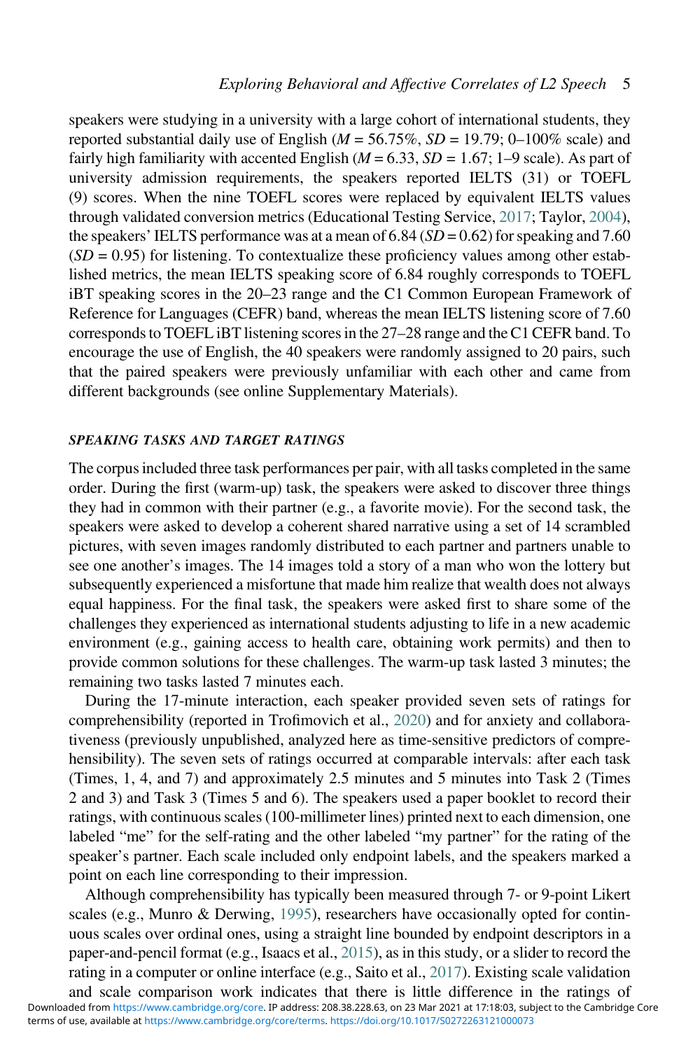speakers were studying in a university with a large cohort of international students, they reported substantial daily use of English ($M$ = 56.75%, $SD$ = 19.79; 0–100% scale) and fairly high familiarity with accented English ($M$ = 6.33, $SD$ = 1.67; 1–9 scale). As part of university admission requirements, the speakers reported IELTS (31) or TOEFL (9) scores. When the nine TOEFL scores were replaced by equivalent IELTS values through validated conversion metrics (Educational Testing Service, 2017; Taylor, 2004), the speakers' IELTS performance was at a mean of 6.84 ($SD$ = 0.62) for speaking and 7.60 ($SD$ = 0.95) for listening. To contextualize these proficiency values among other established metrics, the mean IELTS speaking score of 6.84 roughly corresponds to TOEFL iBT speaking scores in the 20–23 range and the C1 Common European Framework of Reference for Languages (CEFR) band, whereas the mean IELTS listening score of 7.60 corresponds to TOEFL iBT listening scores in the 27–28 range and the C1 CEFR band. To encourage the use of English, the 40 speakers were randomly assigned to 20 pairs, such that the paired speakers were previously unfamiliar with each other and came from different backgrounds (see online Supplementary Materials).

### *SPEAKING TASKS AND TARGET RATINGS*

The corpus included three task performances per pair, with all tasks completed in the same order. During the first (warm-up) task, the speakers were asked to discover three things they had in common with their partner (e.g., a favorite movie). For the second task, the speakers were asked to develop a coherent shared narrative using a set of 14 scrambled pictures, with seven images randomly distributed to each partner and partners unable to see one another's images. The 14 images told a story of a man who won the lottery but subsequently experienced a misfortune that made him realize that wealth does not always equal happiness. For the final task, the speakers were asked first to share some of the challenges they experienced as international students adjusting to life in a new academic environment (e.g., gaining access to health care, obtaining work permits) and then to provide common solutions for these challenges. The warm-up task lasted 3 minutes; the remaining two tasks lasted 7 minutes each.

During the 17-minute interaction, each speaker provided seven sets of ratings for comprehensibility (reported in Trofimovich et al., 2020) and for anxiety and collaborativeness (previously unpublished, analyzed here as time-sensitive predictors of comprehensibility). The seven sets of ratings occurred at comparable intervals: after each task (Times, 1, 4, and 7) and approximately 2.5 minutes and 5 minutes into Task 2 (Times 2 and 3) and Task 3 (Times 5 and 6). The speakers used a paper booklet to record their ratings, with continuous scales (100-millimeter lines) printed next to each dimension, one labeled "me" for the self-rating and the other labeled "my partner" for the rating of the speaker's partner. Each scale included only endpoint labels, and the speakers marked a point on each line corresponding to their impression.

Although comprehensibility has typically been measured through 7- or 9-point Likert scales (e.g., Munro & Derwing, 1995), researchers have occasionally opted for continuous scales over ordinal ones, using a straight line bounded by endpoint descriptors in a paper-and-pencil format (e.g., Isaacs et al., 2015), as in this study, or a slider to record the rating in a computer or online interface (e.g., Saito et al., 2017). Existing scale validation and scale comparison work indicates that there is little difference in the ratings of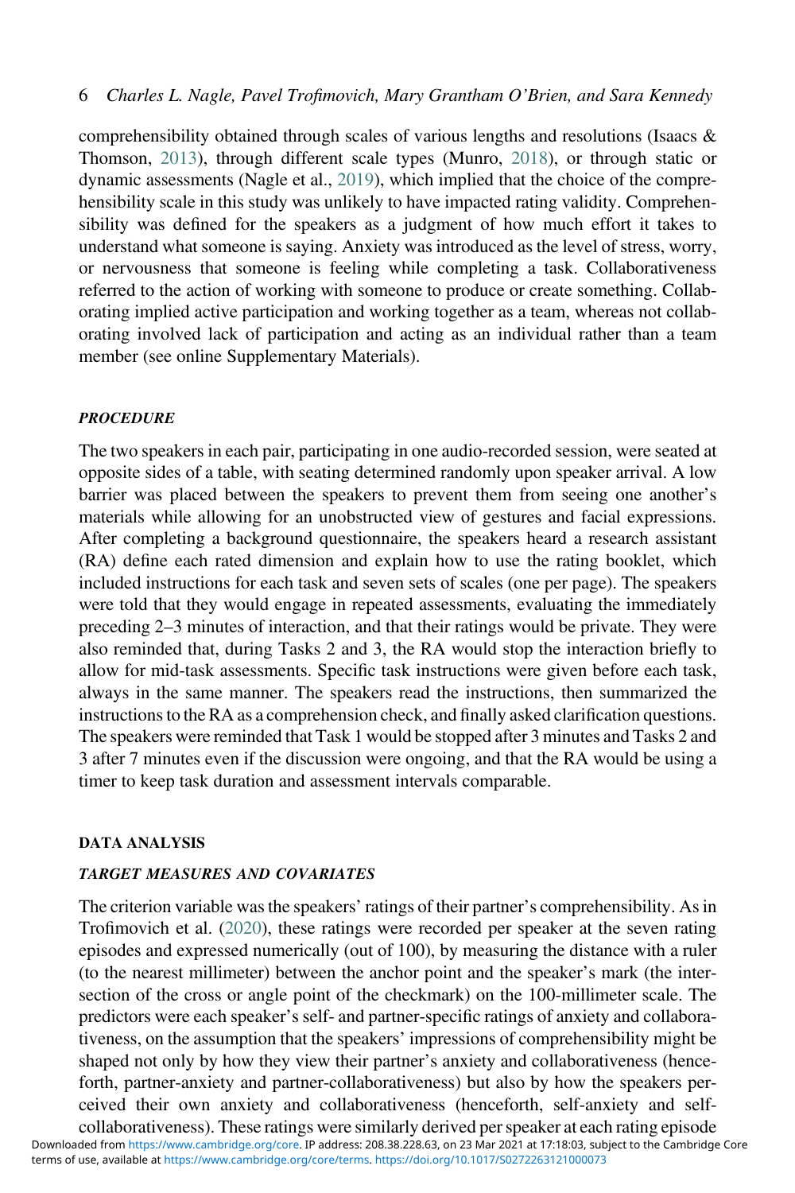comprehensibility obtained through scales of various lengths and resolutions (Isaacs & Thomson, 2013), through different scale types (Munro, 2018), or through static or dynamic assessments (Nagle et al., 2019), which implied that the choice of the comprehensibility scale in this study was unlikely to have impacted rating validity. Comprehensibility was defined for the speakers as a judgment of how much effort it takes to understand what someone is saying. Anxiety was introduced as the level of stress, worry, or nervousness that someone is feeling while completing a task. Collaborativeness referred to the action of working with someone to produce or create something. Collaborating implied active participation and working together as a team, whereas not collaborating involved lack of participation and acting as an individual rather than a team member (see online Supplementary Materials).

### *PROCEDURE*

The two speakers in each pair, participating in one audio-recorded session, were seated at opposite sides of a table, with seating determined randomly upon speaker arrival. A low barrier was placed between the speakers to prevent them from seeing one another's materials while allowing for an unobstructed view of gestures and facial expressions. After completing a background questionnaire, the speakers heard a research assistant (RA) define each rated dimension and explain how to use the rating booklet, which included instructions for each task and seven sets of scales (one per page). The speakers were told that they would engage in repeated assessments, evaluating the immediately preceding 2–3 minutes of interaction, and that their ratings would be private. They were also reminded that, during Tasks 2 and 3, the RA would stop the interaction briefly to allow for mid-task assessments. Specific task instructions were given before each task, always in the same manner. The speakers read the instructions, then summarized the instructions to the RA as a comprehension check, and finally asked clarification questions. The speakers were reminded that Task 1 would be stopped after 3 minutes and Tasks 2 and 3 after 7 minutes even if the discussion were ongoing, and that the RA would be using a timer to keep task duration and assessment intervals comparable.

## DATA ANALYSIS

### *TARGET MEASURES AND COVARIATES*

The criterion variable was the speakers' ratings of their partner's comprehensibility. As in Trofimovich et al. (2020), these ratings were recorded per speaker at the seven rating episodes and expressed numerically (out of 100), by measuring the distance with a ruler (to the nearest millimeter) between the anchor point and the speaker's mark (the intersection of the cross or angle point of the checkmark) on the 100-millimeter scale. The predictors were each speaker's self- and partner-specific ratings of anxiety and collaborativeness, on the assumption that the speakers' impressions of comprehensibility might be shaped not only by how they view their partner's anxiety and collaborativeness (henceforth, partner-anxiety and partner-collaborativeness) but also by how the speakers perceived their own anxiety and collaborativeness (henceforth, self-anxiety and self-collaborativeness). These ratings were similarly derived per speaker at each rating episode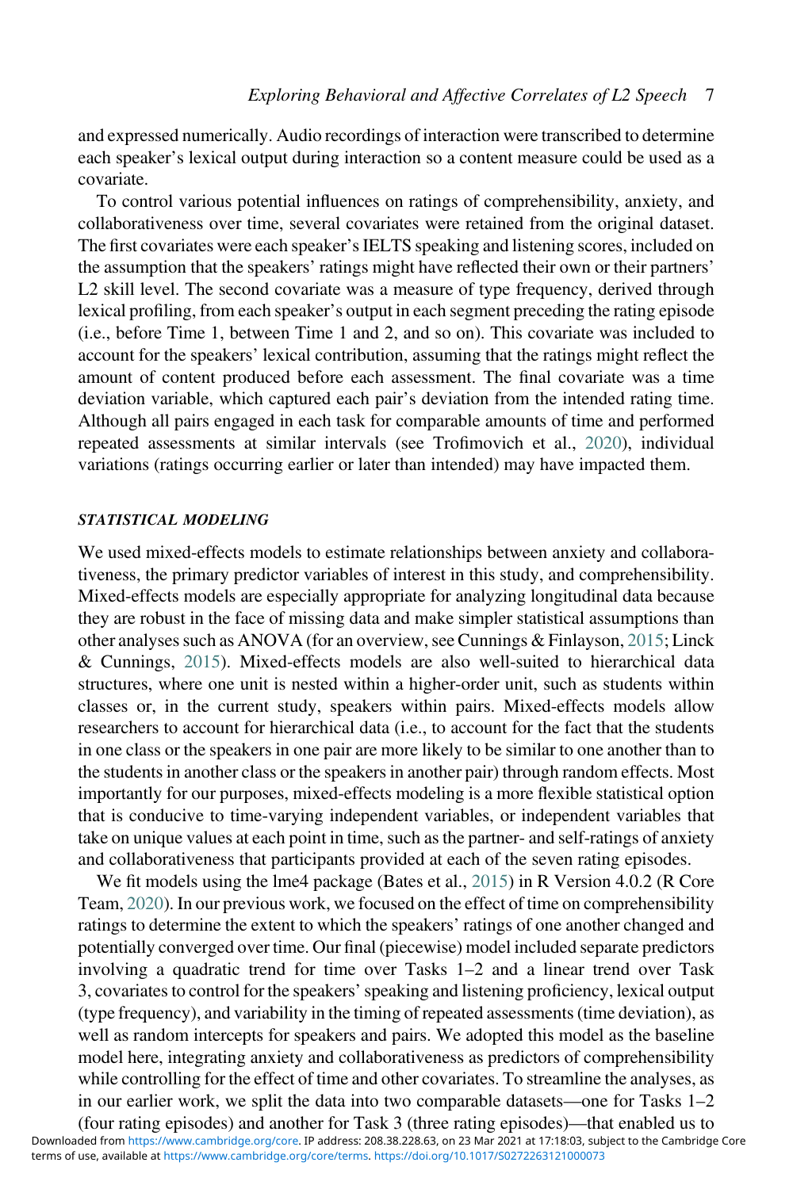and expressed numerically. Audio recordings of interaction were transcribed to determine each speaker's lexical output during interaction so a content measure could be used as a covariate.

To control various potential influences on ratings of comprehensibility, anxiety, and collaborativeness over time, several covariates were retained from the original dataset. The first covariates were each speaker's IELTS speaking and listening scores, included on the assumption that the speakers' ratings might have reflected their own or their partners' L2 skill level. The second covariate was a measure of type frequency, derived through lexical profiling, from each speaker's output in each segment preceding the rating episode (i.e., before Time 1, between Time 1 and 2, and so on). This covariate was included to account for the speakers' lexical contribution, assuming that the ratings might reflect the amount of content produced before each assessment. The final covariate was a time deviation variable, which captured each pair's deviation from the intended rating time. Although all pairs engaged in each task for comparable amounts of time and performed repeated assessments at similar intervals (see Trofimovich et al., 2020), individual variations (ratings occurring earlier or later than intended) may have impacted them.

### *STATISTICAL MODELING*

We used mixed-effects models to estimate relationships between anxiety and collaborativeness, the primary predictor variables of interest in this study, and comprehensibility. Mixed-effects models are especially appropriate for analyzing longitudinal data because they are robust in the face of missing data and make simpler statistical assumptions than other analyses such as ANOVA (for an overview, see Cunnings & Finlayson, 2015; Linck & Cunnings, 2015). Mixed-effects models are also well-suited to hierarchical data structures, where one unit is nested within a higher-order unit, such as students within classes or, in the current study, speakers within pairs. Mixed-effects models allow researchers to account for hierarchical data (i.e., to account for the fact that the students in one class or the speakers in one pair are more likely to be similar to one another than to the students in another class or the speakers in another pair) through random effects. Most importantly for our purposes, mixed-effects modeling is a more flexible statistical option that is conducive to time-varying independent variables, or independent variables that take on unique values at each point in time, such as the partner- and self-ratings of anxiety and collaborativeness that participants provided at each of the seven rating episodes.

We fit models using the lme4 package (Bates et al., 2015) in R Version 4.0.2 (R Core Team, 2020). In our previous work, we focused on the effect of time on comprehensibility ratings to determine the extent to which the speakers' ratings of one another changed and potentially converged over time. Our final (piecewise) model included separate predictors involving a quadratic trend for time over Tasks 1–2 and a linear trend over Task 3, covariates to control for the speakers' speaking and listening proficiency, lexical output (type frequency), and variability in the timing of repeated assessments (time deviation), as well as random intercepts for speakers and pairs. We adopted this model as the baseline model here, integrating anxiety and collaborativeness as predictors of comprehensibility while controlling for the effect of time and other covariates. To streamline the analyses, as in our earlier work, we split the data into two comparable datasets—one for Tasks 1–2 (four rating episodes) and another for Task 3 (three rating episodes)—that enabled us to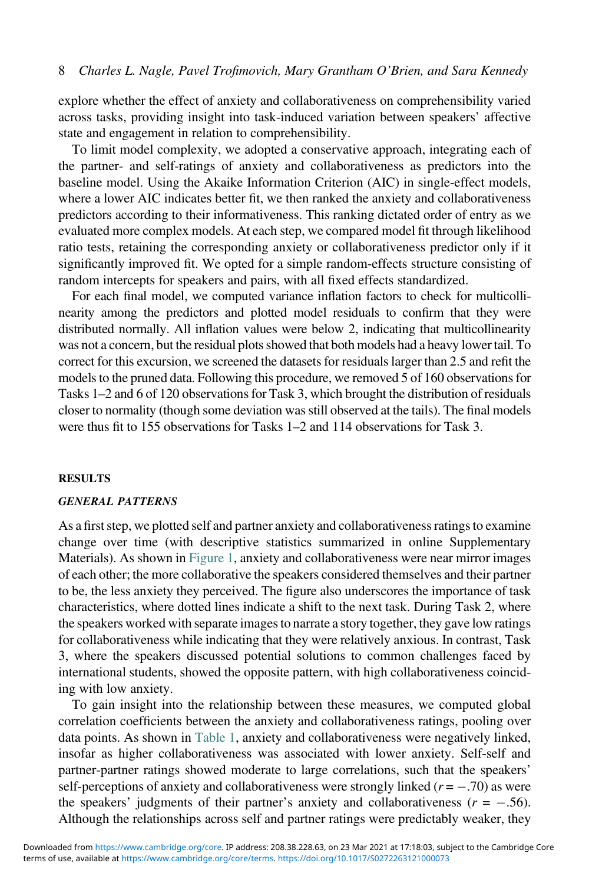explore whether the effect of anxiety and collaborativeness on comprehensibility varied across tasks, providing insight into task-induced variation between speakers' affective state and engagement in relation to comprehensibility.

To limit model complexity, we adopted a conservative approach, integrating each of the partner- and self-ratings of anxiety and collaborativeness as predictors into the baseline model. Using the Akaike Information Criterion (AIC) in single-effect models, where a lower AIC indicates better fit, we then ranked the anxiety and collaborativeness predictors according to their informativeness. This ranking dictated order of entry as we evaluated more complex models. At each step, we compared model fit through likelihood ratio tests, retaining the corresponding anxiety or collaborativeness predictor only if it significantly improved fit. We opted for a simple random-effects structure consisting of random intercepts for speakers and pairs, with all fixed effects standardized.

For each final model, we computed variance inflation factors to check for multicollinearity among the predictors and plotted model residuals to confirm that they were distributed normally. All inflation values were below 2, indicating that multicollinearity was not a concern, but the residual plots showed that both models had a heavy lower tail. To correct for this excursion, we screened the datasets for residuals larger than 2.5 and refit the models to the pruned data. Following this procedure, we removed 5 of 160 observations for Tasks 1–2 and 6 of 120 observations for Task 3, which brought the distribution of residuals closer to normality (though some deviation was still observed at the tails). The final models were thus fit to 155 observations for Tasks 1–2 and 114 observations for Task 3.

## RESULTS

### *GENERAL PATTERNS*

As a first step, we plotted self and partner anxiety and collaborativeness ratings to examine change over time (with descriptive statistics summarized in online Supplementary Materials). As shown in Figure 1, anxiety and collaborativeness were near mirror images of each other; the more collaborative the speakers considered themselves and their partner to be, the less anxiety they perceived. The figure also underscores the importance of task characteristics, where dotted lines indicate a shift to the next task. During Task 2, where the speakers worked with separate images to narrate a story together, they gave low ratings for collaborativeness while indicating that they were relatively anxious. In contrast, Task 3, where the speakers discussed potential solutions to common challenges faced by international students, showed the opposite pattern, with high collaborativeness coinciding with low anxiety.

To gain insight into the relationship between these measures, we computed global correlation coefficients between the anxiety and collaborativeness ratings, pooling over data points. As shown in Table 1, anxiety and collaborativeness were negatively linked, insofar as higher collaborativeness was associated with lower anxiety. Self-self and partner-partner ratings showed moderate to large correlations, such that the speakers' self-perceptions of anxiety and collaborativeness were strongly linked ($r = -.70$) as were the speakers' judgments of their partner's anxiety and collaborativeness ($r = -.56$). Although the relationships across self and partner ratings were predictably weaker, they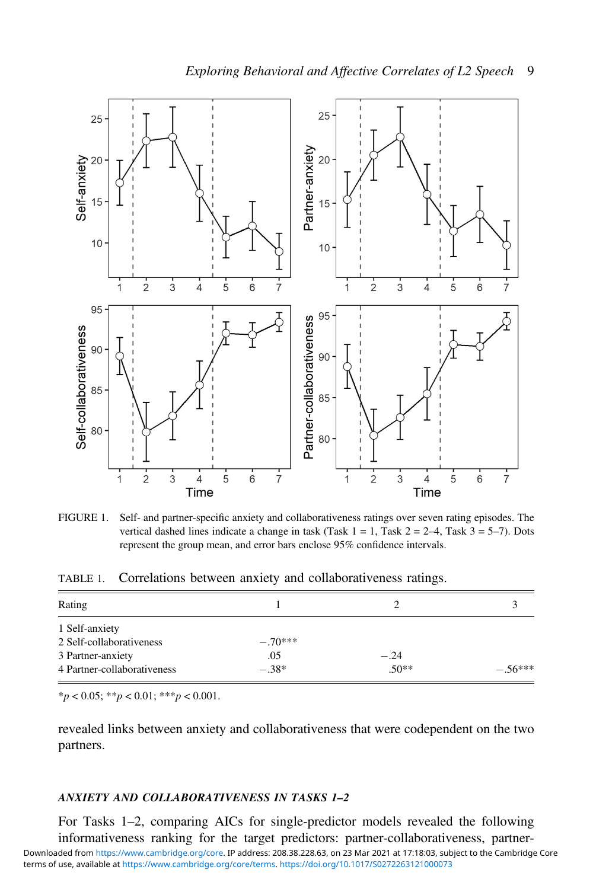FIGURE 1. Self- and partner-specific anxiety and collaborativeness ratings over seven rating episodes. The vertical dashed lines indicate a change in task (Task 1 = 1, Task 2 = 2–4, Task 3 = 5–7). Dots represent the group mean, and error bars enclose 95% confidence intervals.

TABLE 1. Correlations between anxiety and collaborativeness ratings.

| Rating | 1 | 2 | 3 |
|---|---|---|---|
| 1 Self-anxiety | | | |
| 2 Self-collaborativeness | −.70*** | | |
| 3 Partner-anxiety | .05 | −.24 | |
| 4 Partner-collaborativeness | −.38* | .50** | −.56*** |

*$p < 0.05$; **$p < 0.01$; ***$p < 0.001$.

revealed links between anxiety and collaborativeness that were codependent on the two partners.

### *ANXIETY AND COLLABORATIVENESS IN TASKS 1–2*

For Tasks 1–2, comparing AICs for single-predictor models revealed the following informativeness ranking for the target predictors: partner-collaborativeness, partner-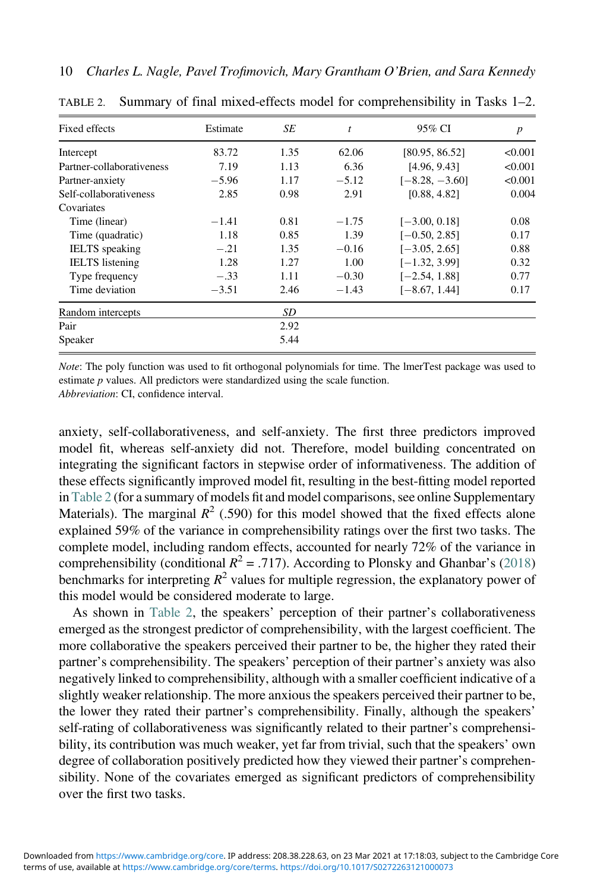TABLE 2. Summary of final mixed-effects model for comprehensibility in Tasks 1–2.

| Fixed effects | Estimate | *SE* | *t* | 95% CI | *p* |
|---|---|---|---|---|---|
| Intercept | 83.72 | 1.35 | 62.06 | [80.95, 86.52] | <0.001 |
| Partner-collaborativeness | 7.19 | 1.13 | 6.36 | [4.96, 9.43] | <0.001 |
| Partner-anxiety | −5.96 | 1.17 | −5.12 | [−8.28, −3.60] | <0.001 |
| Self-collaborativeness | 2.85 | 0.98 | 2.91 | [0.88, 4.82] | 0.004 |
| Covariates | | | | | |
| Time (linear) | −1.41 | 0.81 | −1.75 | [−3.00, 0.18] | 0.08 |
| Time (quadratic) | 1.18 | 0.85 | 1.39 | [−0.50, 2.85] | 0.17 |
| IELTS speaking | −.21 | 1.35 | −0.16 | [−3.05, 2.65] | 0.88 |
| IELTS listening | 1.28 | 1.27 | 1.00 | [−1.32, 3.99] | 0.32 |
| Type frequency | −.33 | 1.11 | −0.30 | [−2.54, 1.88] | 0.77 |
| Time deviation | −3.51 | 2.46 | −1.43 | [−8.67, 1.44] | 0.17 |
| Random intercepts | | *SD* | | | |
| Pair | | 2.92 | | | |
| Speaker | | 5.44 | | | |

*Note*: The poly function was used to fit orthogonal polynomials for time. The lmerTest package was used to estimate *p* values. All predictors were standardized using the scale function.
*Abbreviation*: CI, confidence interval.

anxiety, self-collaborativeness, and self-anxiety. The first three predictors improved model fit, whereas self-anxiety did not. Therefore, model building concentrated on integrating the significant factors in stepwise order of informativeness. The addition of these effects significantly improved model fit, resulting in the best-fitting model reported in Table 2 (for a summary of models fit and model comparisons, see online Supplementary Materials). The marginal $R^2$ (.590) for this model showed that the fixed effects alone explained 59% of the variance in comprehensibility ratings over the first two tasks. The complete model, including random effects, accounted for nearly 72% of the variance in comprehensibility (conditional $R^2 = .717$). According to Plonsky and Ghanbar's (2018) benchmarks for interpreting $R^2$ values for multiple regression, the explanatory power of this model would be considered moderate to large.

As shown in Table 2, the speakers' perception of their partner's collaborativeness emerged as the strongest predictor of comprehensibility, with the largest coefficient. The more collaborative the speakers perceived their partner to be, the higher they rated their partner's comprehensibility. The speakers' perception of their partner's anxiety was also negatively linked to comprehensibility, although with a smaller coefficient indicative of a slightly weaker relationship. The more anxious the speakers perceived their partner to be, the lower they rated their partner's comprehensibility. Finally, although the speakers' self-rating of collaborativeness was significantly related to their partner's comprehensibility, its contribution was much weaker, yet far from trivial, such that the speakers' own degree of collaboration positively predicted how they viewed their partner's comprehensibility. None of the covariates emerged as significant predictors of comprehensibility over the first two tasks.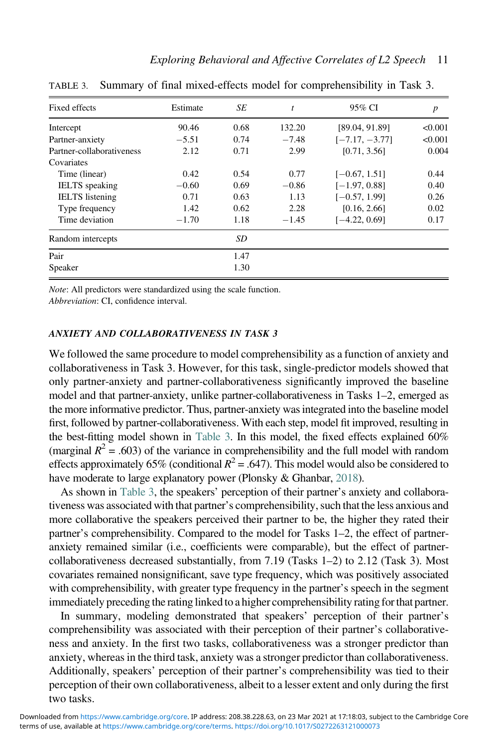TABLE 3. Summary of final mixed-effects model for comprehensibility in Task 3.

| Fixed effects | Estimate | *SE* | *t* | 95% CI | *p* |
|---|---|---|---|---|---|
| Intercept | 90.46 | 0.68 | 132.20 | [89.04, 91.89] | <0.001 |
| Partner-anxiety | −5.51 | 0.74 | −7.48 | [−7.17, −3.77] | <0.001 |
| Partner-collaborativeness | 2.12 | 0.71 | 2.99 | [0.71, 3.56] | 0.004 |
| Covariates | | | | | |
| Time (linear) | 0.42 | 0.54 | 0.77 | [−0.67, 1.51] | 0.44 |
| IELTS speaking | −0.60 | 0.69 | −0.86 | [−1.97, 0.88] | 0.40 |
| IELTS listening | 0.71 | 0.63 | 1.13 | [−0.57, 1.99] | 0.26 |
| Type frequency | 1.42 | 0.62 | 2.28 | [0.16, 2.66] | 0.02 |
| Time deviation | −1.70 | 1.18 | −1.45 | [−4.22, 0.69] | 0.17 |
| **Random intercepts** | | *SD* | | | |
| Pair | | 1.47 | | | |
| Speaker | | 1.30 | | | |

*Note*: All predictors were standardized using the scale function.
*Abbreviation*: CI, confidence interval.

### *ANXIETY AND COLLABORATIVENESS IN TASK 3*

We followed the same procedure to model comprehensibility as a function of anxiety and collaborativeness in Task 3. However, for this task, single-predictor models showed that only partner-anxiety and partner-collaborativeness significantly improved the baseline model and that partner-anxiety, unlike partner-collaborativeness in Tasks 1–2, emerged as the more informative predictor. Thus, partner-anxiety was integrated into the baseline model first, followed by partner-collaborativeness. With each step, model fit improved, resulting in the best-fitting model shown in Table 3. In this model, the fixed effects explained 60% (marginal $R^2 = .603$) of the variance in comprehensibility and the full model with random effects approximately 65% (conditional $R^2 = .647$). This model would also be considered to have moderate to large explanatory power (Plonsky & Ghanbar, 2018).

As shown in Table 3, the speakers' perception of their partner's anxiety and collaborativeness was associated with that partner's comprehensibility, such that the less anxious and more collaborative the speakers perceived their partner to be, the higher they rated their partner's comprehensibility. Compared to the model for Tasks 1–2, the effect of partner-anxiety remained similar (i.e., coefficients were comparable), but the effect of partner-collaborativeness decreased substantially, from 7.19 (Tasks 1–2) to 2.12 (Task 3). Most covariates remained nonsignificant, save type frequency, which was positively associated with comprehensibility, with greater type frequency in the partner's speech in the segment immediately preceding the rating linked to a higher comprehensibility rating for that partner.

In summary, modeling demonstrated that speakers' perception of their partner's comprehensibility was associated with their perception of their partner's collaborativeness and anxiety. In the first two tasks, collaborativeness was a stronger predictor than anxiety, whereas in the third task, anxiety was a stronger predictor than collaborativeness. Additionally, speakers' perception of their partner's comprehensibility was tied to their perception of their own collaborativeness, albeit to a lesser extent and only during the first two tasks.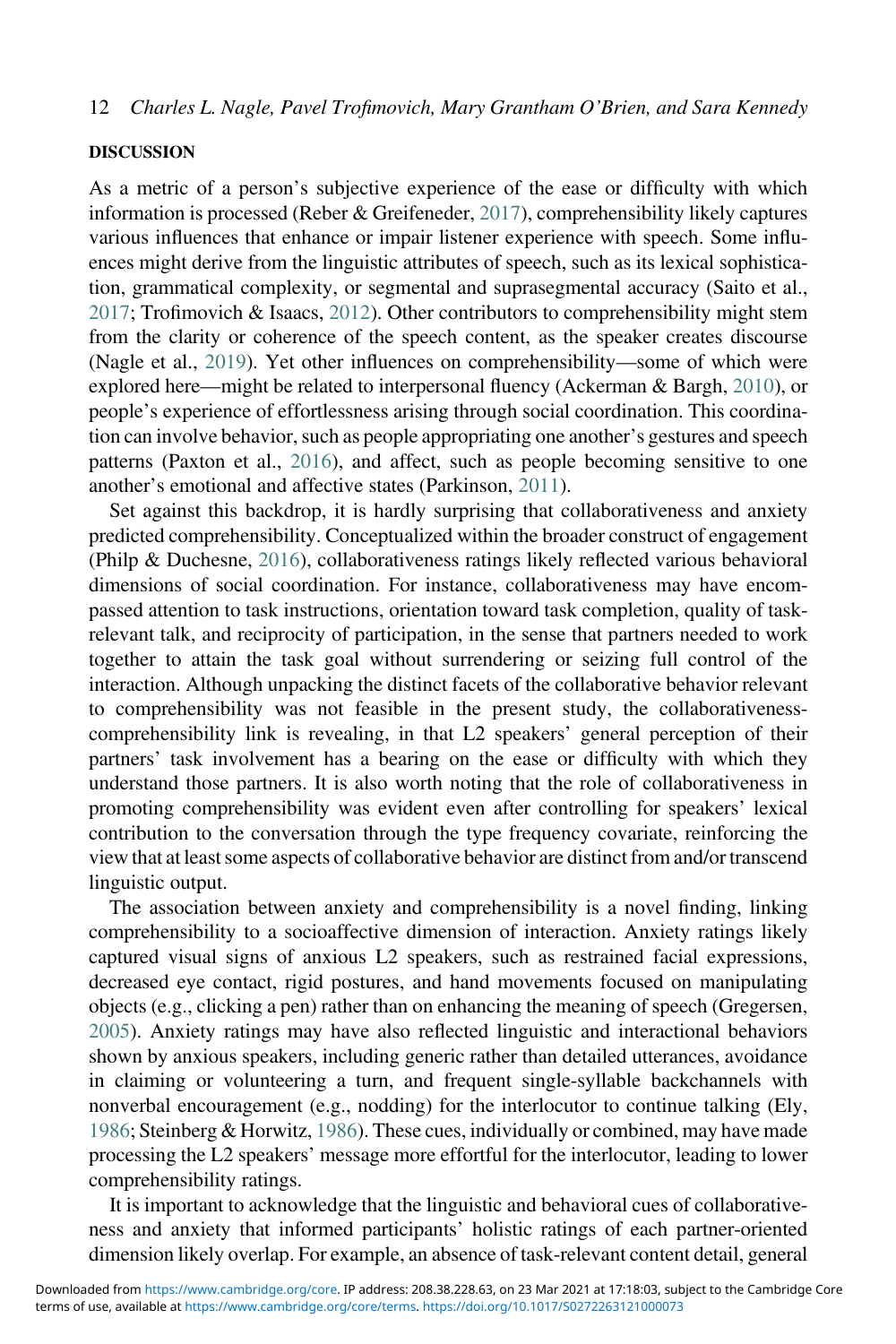## DISCUSSION

As a metric of a person's subjective experience of the ease or difficulty with which information is processed (Reber & Greifeneder, 2017), comprehensibility likely captures various influences that enhance or impair listener experience with speech. Some influences might derive from the linguistic attributes of speech, such as its lexical sophistication, grammatical complexity, or segmental and suprasegmental accuracy (Saito et al., 2017; Trofimovich & Isaacs, 2012). Other contributors to comprehensibility might stem from the clarity or coherence of the speech content, as the speaker creates discourse (Nagle et al., 2019). Yet other influences on comprehensibility—some of which were explored here—might be related to interpersonal fluency (Ackerman & Bargh, 2010), or people's experience of effortlessness arising through social coordination. This coordination can involve behavior, such as people appropriating one another's gestures and speech patterns (Paxton et al., 2016), and affect, such as people becoming sensitive to one another's emotional and affective states (Parkinson, 2011).

Set against this backdrop, it is hardly surprising that collaborativeness and anxiety predicted comprehensibility. Conceptualized within the broader construct of engagement (Philp & Duchesne, 2016), collaborativeness ratings likely reflected various behavioral dimensions of social coordination. For instance, collaborativeness may have encompassed attention to task instructions, orientation toward task completion, quality of task-relevant talk, and reciprocity of participation, in the sense that partners needed to work together to attain the task goal without surrendering or seizing full control of the interaction. Although unpacking the distinct facets of the collaborative behavior relevant to comprehensibility was not feasible in the present study, the collaborativeness-comprehensibility link is revealing, in that L2 speakers' general perception of their partners' task involvement has a bearing on the ease or difficulty with which they understand those partners. It is also worth noting that the role of collaborativeness in promoting comprehensibility was evident even after controlling for speakers' lexical contribution to the conversation through the type frequency covariate, reinforcing the view that at least some aspects of collaborative behavior are distinct from and/or transcend linguistic output.

The association between anxiety and comprehensibility is a novel finding, linking comprehensibility to a socioaffective dimension of interaction. Anxiety ratings likely captured visual signs of anxious L2 speakers, such as restrained facial expressions, decreased eye contact, rigid postures, and hand movements focused on manipulating objects (e.g., clicking a pen) rather than on enhancing the meaning of speech (Gregersen, 2005). Anxiety ratings may have also reflected linguistic and interactional behaviors shown by anxious speakers, including generic rather than detailed utterances, avoidance in claiming or volunteering a turn, and frequent single-syllable backchannels with nonverbal encouragement (e.g., nodding) for the interlocutor to continue talking (Ely, 1986; Steinberg & Horwitz, 1986). These cues, individually or combined, may have made processing the L2 speakers' message more effortful for the interlocutor, leading to lower comprehensibility ratings.

It is important to acknowledge that the linguistic and behavioral cues of collaborativeness and anxiety that informed participants' holistic ratings of each partner-oriented dimension likely overlap. For example, an absence of task-relevant content detail, general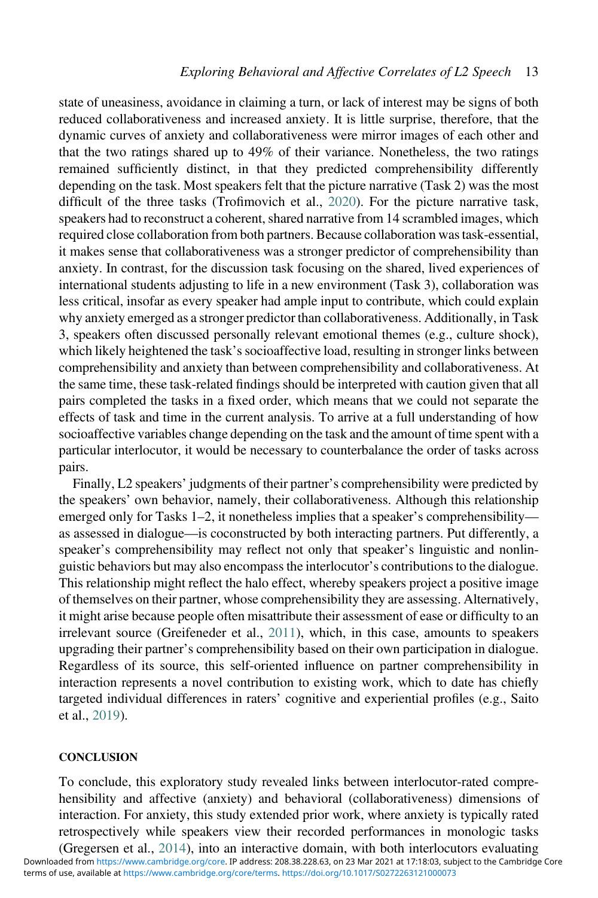state of uneasiness, avoidance in claiming a turn, or lack of interest may be signs of both reduced collaborativeness and increased anxiety. It is little surprise, therefore, that the dynamic curves of anxiety and collaborativeness were mirror images of each other and that the two ratings shared up to 49% of their variance. Nonetheless, the two ratings remained sufficiently distinct, in that they predicted comprehensibility differently depending on the task. Most speakers felt that the picture narrative (Task 2) was the most difficult of the three tasks (Trofimovich et al., 2020). For the picture narrative task, speakers had to reconstruct a coherent, shared narrative from 14 scrambled images, which required close collaboration from both partners. Because collaboration was task-essential, it makes sense that collaborativeness was a stronger predictor of comprehensibility than anxiety. In contrast, for the discussion task focusing on the shared, lived experiences of international students adjusting to life in a new environment (Task 3), collaboration was less critical, insofar as every speaker had ample input to contribute, which could explain why anxiety emerged as a stronger predictor than collaborativeness. Additionally, in Task 3, speakers often discussed personally relevant emotional themes (e.g., culture shock), which likely heightened the task's socioaffective load, resulting in stronger links between comprehensibility and anxiety than between comprehensibility and collaborativeness. At the same time, these task-related findings should be interpreted with caution given that all pairs completed the tasks in a fixed order, which means that we could not separate the effects of task and time in the current analysis. To arrive at a full understanding of how socioaffective variables change depending on the task and the amount of time spent with a particular interlocutor, it would be necessary to counterbalance the order of tasks across pairs.

Finally, L2 speakers' judgments of their partner's comprehensibility were predicted by the speakers' own behavior, namely, their collaborativeness. Although this relationship emerged only for Tasks 1–2, it nonetheless implies that a speaker's comprehensibility—as assessed in dialogue—is coconstructed by both interacting partners. Put differently, a speaker's comprehensibility may reflect not only that speaker's linguistic and nonlinguistic behaviors but may also encompass the interlocutor's contributions to the dialogue. This relationship might reflect the halo effect, whereby speakers project a positive image of themselves on their partner, whose comprehensibility they are assessing. Alternatively, it might arise because people often misattribute their assessment of ease or difficulty to an irrelevant source (Greifeneder et al., 2011), which, in this case, amounts to speakers upgrading their partner's comprehensibility based on their own participation in dialogue. Regardless of its source, this self-oriented influence on partner comprehensibility in interaction represents a novel contribution to existing work, which to date has chiefly targeted individual differences in raters' cognitive and experiential profiles (e.g., Saito et al., 2019).

## CONCLUSION

To conclude, this exploratory study revealed links between interlocutor-rated comprehensibility and affective (anxiety) and behavioral (collaborativeness) dimensions of interaction. For anxiety, this study extended prior work, where anxiety is typically rated retrospectively while speakers view their recorded performances in monologic tasks (Gregersen et al., 2014), into an interactive domain, with both interlocutors evaluating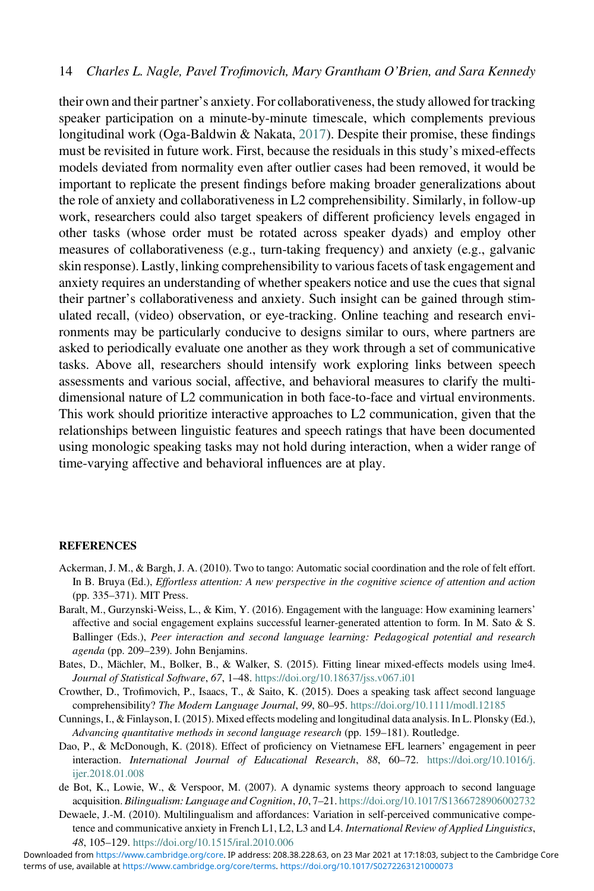their own and their partner's anxiety. For collaborativeness, the study allowed for tracking speaker participation on a minute-by-minute timescale, which complements previous longitudinal work (Oga-Baldwin & Nakata, 2017). Despite their promise, these findings must be revisited in future work. First, because the residuals in this study's mixed-effects models deviated from normality even after outlier cases had been removed, it would be important to replicate the present findings before making broader generalizations about the role of anxiety and collaborativeness in L2 comprehensibility. Similarly, in follow-up work, researchers could also target speakers of different proficiency levels engaged in other tasks (whose order must be rotated across speaker dyads) and employ other measures of collaborativeness (e.g., turn-taking frequency) and anxiety (e.g., galvanic skin response). Lastly, linking comprehensibility to various facets of task engagement and anxiety requires an understanding of whether speakers notice and use the cues that signal their partner's collaborativeness and anxiety. Such insight can be gained through stimulated recall, (video) observation, or eye-tracking. Online teaching and research environments may be particularly conducive to designs similar to ours, where partners are asked to periodically evaluate one another as they work through a set of communicative tasks. Above all, researchers should intensify work exploring links between speech assessments and various social, affective, and behavioral measures to clarify the multidimensional nature of L2 communication in both face-to-face and virtual environments. This work should prioritize interactive approaches to L2 communication, given that the relationships between linguistic features and speech ratings that have been documented using monologic speaking tasks may not hold during interaction, when a wider range of time-varying affective and behavioral influences are at play.

## REFERENCES

Ackerman, J. M., & Bargh, J. A. (2010). Two to tango: Automatic social coordination and the role of felt effort. In B. Bruya (Ed.), *Effortless attention: A new perspective in the cognitive science of attention and action* (pp. 335–371). MIT Press.

Baralt, M., Gurzynski-Weiss, L., & Kim, Y. (2016). Engagement with the language: How examining learners' affective and social engagement explains successful learner-generated attention to form. In M. Sato & S. Ballinger (Eds.), *Peer interaction and second language learning: Pedagogical potential and research agenda* (pp. 209–239). John Benjamins.

Bates, D., Mächler, M., Bolker, B., & Walker, S. (2015). Fitting linear mixed-effects models using lme4. *Journal of Statistical Software*, *67*, 1–48. https://doi.org/10.18637/jss.v067.i01

Crowther, D., Trofimovich, P., Isaacs, T., & Saito, K. (2015). Does a speaking task affect second language comprehensibility? *The Modern Language Journal*, *99*, 80–95. https://doi.org/10.1111/modl.12185

Cunnings, I., & Finlayson, I. (2015). Mixed effects modeling and longitudinal data analysis. In L. Plonsky (Ed.), *Advancing quantitative methods in second language research* (pp. 159–181). Routledge.

Dao, P., & McDonough, K. (2018). Effect of proficiency on Vietnamese EFL learners' engagement in peer interaction. *International Journal of Educational Research*, *88*, 60–72. https://doi.org/10.1016/j.ijer.2018.01.008

de Bot, K., Lowie, W., & Verspoor, M. (2007). A dynamic systems theory approach to second language acquisition. *Bilingualism: Language and Cognition*, *10*, 7–21. https://doi.org/10.1017/S1366728906002732

Dewaele, J.-M. (2010). Multilingualism and affordances: Variation in self-perceived communicative competence and communicative anxiety in French L1, L2, L3 and L4. *International Review of Applied Linguistics*, *48*, 105–129. https://doi.org/10.1515/iral.2010.006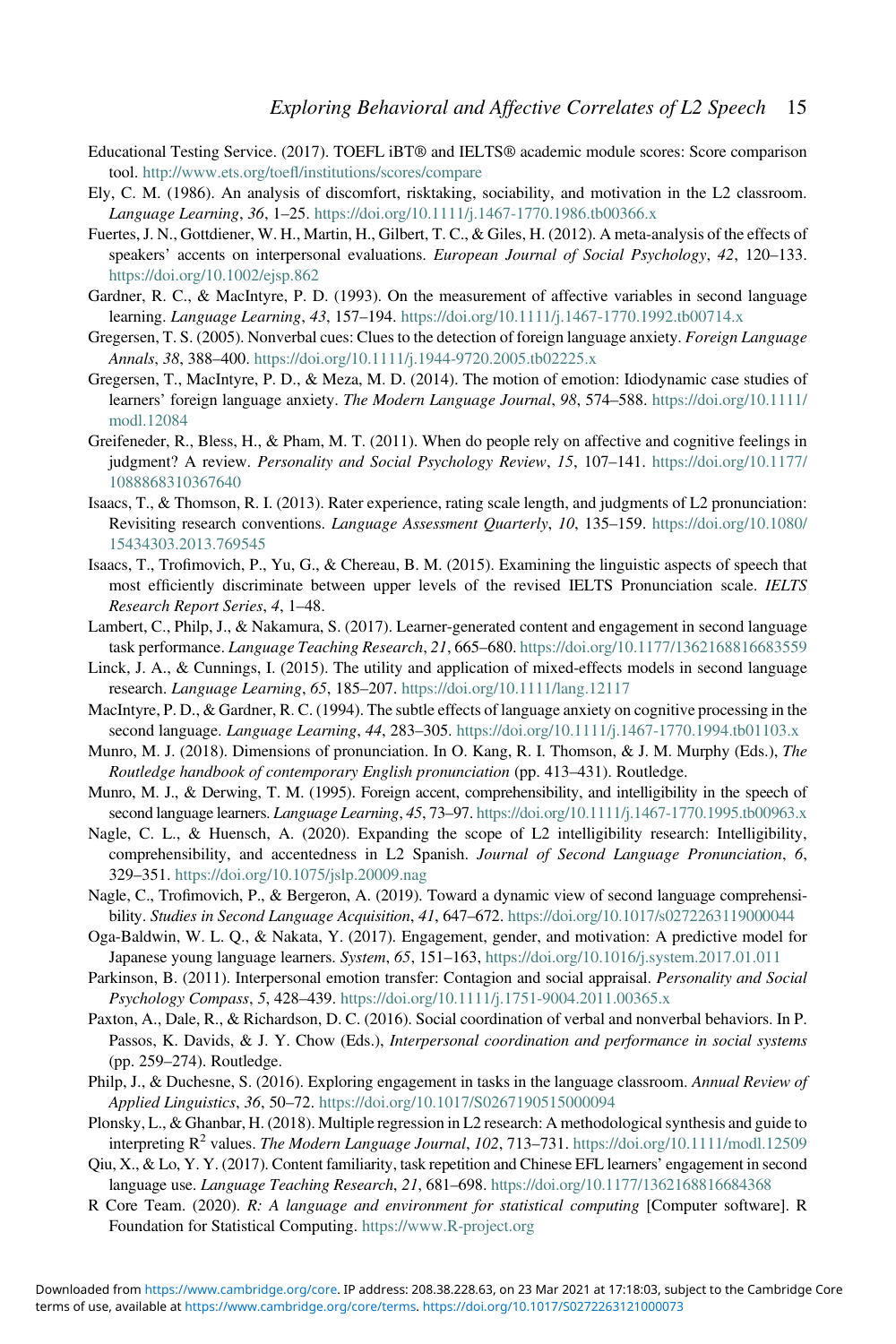Educational Testing Service. (2017). TOEFL iBT® and IELTS® academic module scores: Score comparison tool. http://www.ets.org/toefl/institutions/scores/compare

Ely, C. M. (1986). An analysis of discomfort, risktaking, sociability, and motivation in the L2 classroom. *Language Learning*, *36*, 1–25. https://doi.org/10.1111/j.1467-1770.1986.tb00366.x

Fuertes, J. N., Gottdiener, W. H., Martin, H., Gilbert, T. C., & Giles, H. (2012). A meta-analysis of the effects of speakers' accents on interpersonal evaluations. *European Journal of Social Psychology*, *42*, 120–133. https://doi.org/10.1002/ejsp.862

Gardner, R. C., & MacIntyre, P. D. (1993). On the measurement of affective variables in second language learning. *Language Learning*, *43*, 157–194. https://doi.org/10.1111/j.1467-1770.1992.tb00714.x

Gregersen, T. S. (2005). Nonverbal cues: Clues to the detection of foreign language anxiety. *Foreign Language Annals*, *38*, 388–400. https://doi.org/10.1111/j.1944-9720.2005.tb02225.x

Gregersen, T., MacIntyre, P. D., & Meza, M. D. (2014). The motion of emotion: Idiodynamic case studies of learners' foreign language anxiety. *The Modern Language Journal*, *98*, 574–588. https://doi.org/10.1111/modl.12084

Greifeneder, R., Bless, H., & Pham, M. T. (2011). When do people rely on affective and cognitive feelings in judgment? A review. *Personality and Social Psychology Review*, *15*, 107–141. https://doi.org/10.1177/1088868310367640

Isaacs, T., & Thomson, R. I. (2013). Rater experience, rating scale length, and judgments of L2 pronunciation: Revisiting research conventions. *Language Assessment Quarterly*, *10*, 135–159. https://doi.org/10.1080/15434303.2013.769545

Isaacs, T., Trofimovich, P., Yu, G., & Chereau, B. M. (2015). Examining the linguistic aspects of speech that most efficiently discriminate between upper levels of the revised IELTS Pronunciation scale. *IELTS Research Report Series*, *4*, 1–48.

Lambert, C., Philp, J., & Nakamura, S. (2017). Learner-generated content and engagement in second language task performance. *Language Teaching Research*, *21*, 665–680. https://doi.org/10.1177/1362168816683559

Linck, J. A., & Cunnings, I. (2015). The utility and application of mixed-effects models in second language research. *Language Learning*, *65*, 185–207. https://doi.org/10.1111/lang.12117

MacIntyre, P. D., & Gardner, R. C. (1994). The subtle effects of language anxiety on cognitive processing in the second language. *Language Learning*, *44*, 283–305. https://doi.org/10.1111/j.1467-1770.1994.tb01103.x

Munro, M. J. (2018). Dimensions of pronunciation. In O. Kang, R. I. Thomson, & J. M. Murphy (Eds.), *The Routledge handbook of contemporary English pronunciation* (pp. 413–431). Routledge.

Munro, M. J., & Derwing, T. M. (1995). Foreign accent, comprehensibility, and intelligibility in the speech of second language learners. *Language Learning*, *45*, 73–97. https://doi.org/10.1111/j.1467-1770.1995.tb00963.x

Nagle, C. L., & Huensch, A. (2020). Expanding the scope of L2 intelligibility research: Intelligibility, comprehensibility, and accentedness in L2 Spanish. *Journal of Second Language Pronunciation*, *6*, 329–351. https://doi.org/10.1075/jslp.20009.nag

Nagle, C., Trofimovich, P., & Bergeron, A. (2019). Toward a dynamic view of second language comprehensibility. *Studies in Second Language Acquisition*, *41*, 647–672. https://doi.org/10.1017/s0272263119000044

Oga-Baldwin, W. L. Q., & Nakata, Y. (2017). Engagement, gender, and motivation: A predictive model for Japanese young language learners. *System*, *65*, 151–163, https://doi.org/10.1016/j.system.2017.01.011

Parkinson, B. (2011). Interpersonal emotion transfer: Contagion and social appraisal. *Personality and Social Psychology Compass*, *5*, 428–439. https://doi.org/10.1111/j.1751-9004.2011.00365.x

Paxton, A., Dale, R., & Richardson, D. C. (2016). Social coordination of verbal and nonverbal behaviors. In P. Passos, K. Davids, & J. Y. Chow (Eds.), *Interpersonal coordination and performance in social systems* (pp. 259–274). Routledge.

Philp, J., & Duchesne, S. (2016). Exploring engagement in tasks in the language classroom. *Annual Review of Applied Linguistics*, *36*, 50–72. https://doi.org/10.1017/S0267190515000094

Plonsky, L., & Ghanbar, H. (2018). Multiple regression in L2 research: A methodological synthesis and guide to interpreting $R^2$ values. *The Modern Language Journal*, *102*, 713–731. https://doi.org/10.1111/modl.12509

Qiu, X., & Lo, Y. Y. (2017). Content familiarity, task repetition and Chinese EFL learners' engagement in second language use. *Language Teaching Research*, *21*, 681–698. https://doi.org/10.1177/1362168816684368

R Core Team. (2020). *R: A language and environment for statistical computing* [Computer software]. R Foundation for Statistical Computing. https://www.R-project.org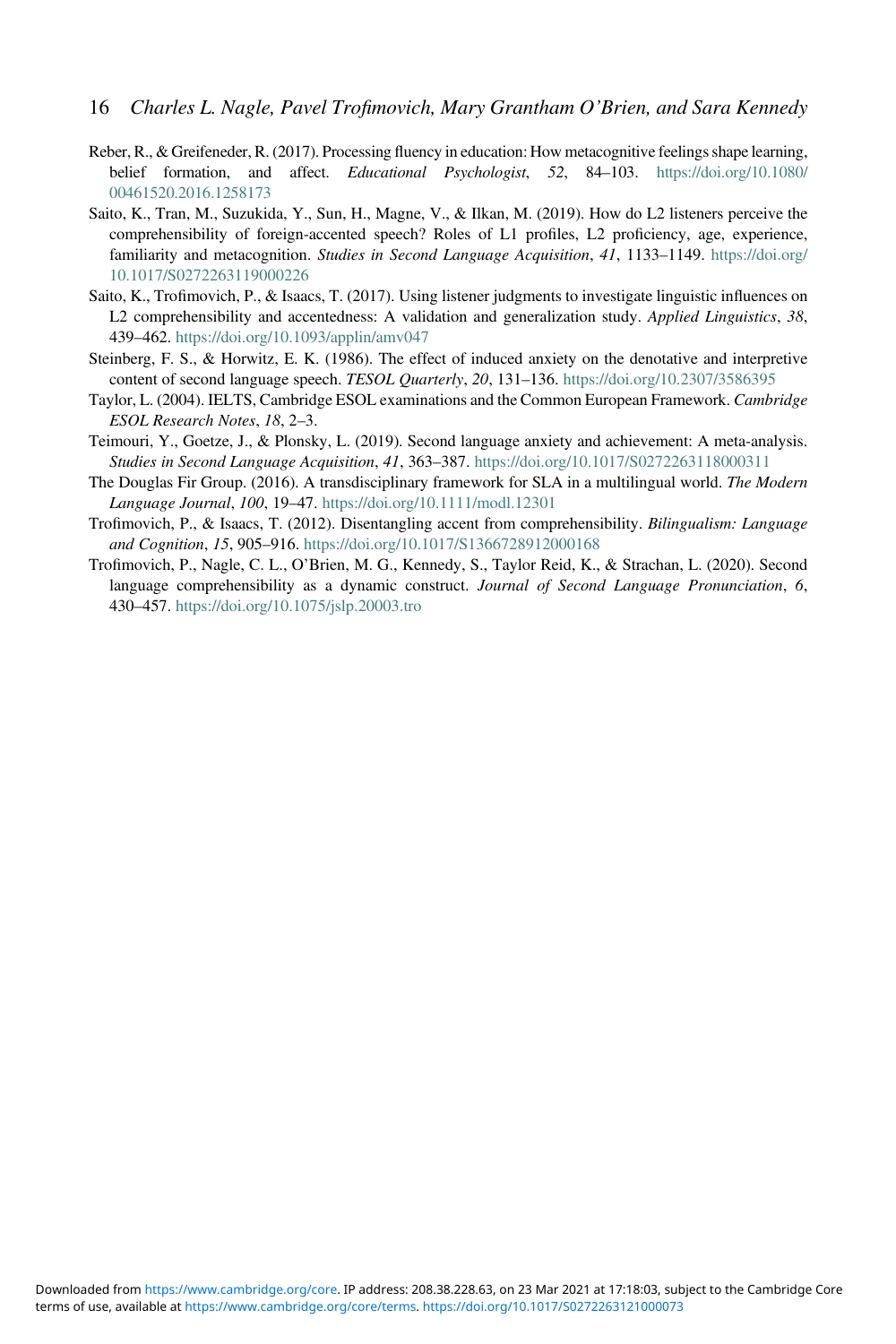Reber, R., & Greifeneder, R. (2017). Processing fluency in education: How metacognitive feelings shape learning, belief formation, and affect. *Educational Psychologist*, *52*, 84–103. https://doi.org/10.1080/00461520.2016.1258173

Saito, K., Tran, M., Suzukida, Y., Sun, H., Magne, V., & Ilkan, M. (2019). How do L2 listeners perceive the comprehensibility of foreign-accented speech? Roles of L1 profiles, L2 proficiency, age, experience, familiarity and metacognition. *Studies in Second Language Acquisition*, *41*, 1133–1149. https://doi.org/10.1017/S0272263119000226

Saito, K., Trofimovich, P., & Isaacs, T. (2017). Using listener judgments to investigate linguistic influences on L2 comprehensibility and accentedness: A validation and generalization study. *Applied Linguistics*, *38*, 439–462. https://doi.org/10.1093/applin/amv047

Steinberg, F. S., & Horwitz, E. K. (1986). The effect of induced anxiety on the denotative and interpretive content of second language speech. *TESOL Quarterly*, *20*, 131–136. https://doi.org/10.2307/3586395

Taylor, L. (2004). IELTS, Cambridge ESOL examinations and the Common European Framework. *Cambridge ESOL Research Notes*, *18*, 2–3.

Teimouri, Y., Goetze, J., & Plonsky, L. (2019). Second language anxiety and achievement: A meta-analysis. *Studies in Second Language Acquisition*, *41*, 363–387. https://doi.org/10.1017/S0272263118000311

The Douglas Fir Group. (2016). A transdisciplinary framework for SLA in a multilingual world. *The Modern Language Journal*, *100*, 19–47. https://doi.org/10.1111/modl.12301

Trofimovich, P., & Isaacs, T. (2012). Disentangling accent from comprehensibility. *Bilingualism: Language and Cognition*, *15*, 905–916. https://doi.org/10.1017/S1366728912000168

Trofimovich, P., Nagle, C. L., O'Brien, M. G., Kennedy, S., Taylor Reid, K., & Strachan, L. (2020). Second language comprehensibility as a dynamic construct. *Journal of Second Language Pronunciation*, *6*, 430–457. https://doi.org/10.1075/jslp.20003.tro